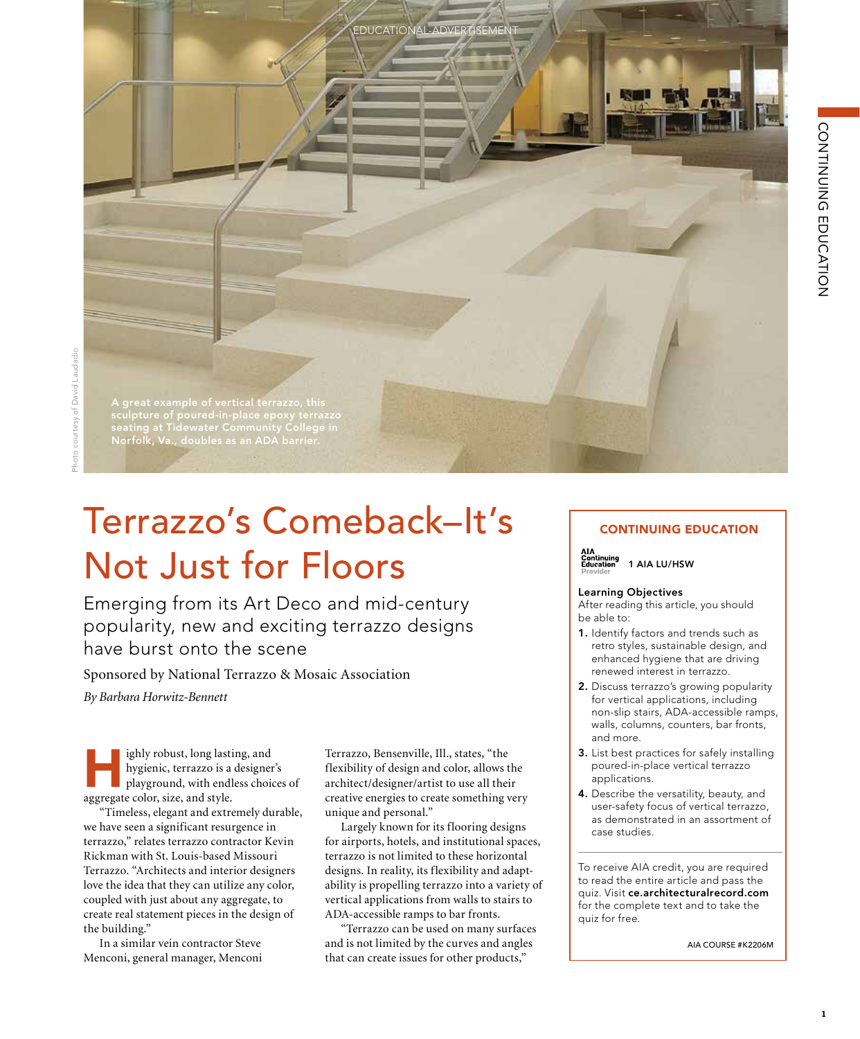EDUCATIONAL ADVERTISEMENT

A great example of vertical terrazzo, this sculpture of poured-in-place epoxy terrazzo seating at Tidewater Community College in Norfolk, Va., doubles as an ADA barrier.

Photo courtesy of David Laudadio

# Terrazzo's Comeback–It's Not Just for Floors

## Emerging from its Art Deco and mid-century popularity, new and exciting terrazzo designs have burst onto the scene

Sponsored by National Terrazzo & Mosaic Association

*By Barbara Horwitz-Bennett*

Highly robust, long lasting, and hygienic, terrazzo is a designer's playground, with endless choices of aggregate color, size, and style.

"Timeless, elegant and extremely durable, we have seen a significant resurgence in terrazzo," relates terrazzo contractor Kevin Rickman with St. Louis-based Missouri Terrazzo. "Architects and interior designers love the idea that they can utilize any color, coupled with just about any aggregate, to create real statement pieces in the design of the building."

In a similar vein contractor Steve Menconi, general manager, Menconi Terrazzo, Bensenville, Ill., states, "the flexibility of design and color, allows the architect/designer/artist to use all their creative energies to create something very unique and personal."

Largely known for its flooring designs for airports, hotels, and institutional spaces, terrazzo is not limited to these horizontal designs. In reality, its flexibility and adaptability is propelling terrazzo into a variety of vertical applications from walls to stairs to ADA-accessible ramps to bar fronts.

"Terrazzo can be used on many surfaces and is not limited by the curves and angles that can create issues for other products,"

---

**CONTINUING EDUCATION**

AIA Continuing Education Provider — 1 AIA LU/HSW

**Learning Objectives**
After reading this article, you should be able to:

1. Identify factors and trends such as retro styles, sustainable design, and enhanced hygiene that are driving renewed interest in terrazzo.
2. Discuss terrazzo's growing popularity for vertical applications, including non-slip stairs, ADA-accessible ramps, walls, columns, counters, bar fronts, and more.
3. List best practices for safely installing poured-in-place vertical terrazzo applications.
4. Describe the versatility, beauty, and user-safety focus of vertical terrazzo, as demonstrated in an assortment of case studies.

To receive AIA credit, you are required to read the entire article and pass the quiz. Visit **ce.architecturalrecord.com** for the complete text and to take the quiz for free.

AIA COURSE #K2206M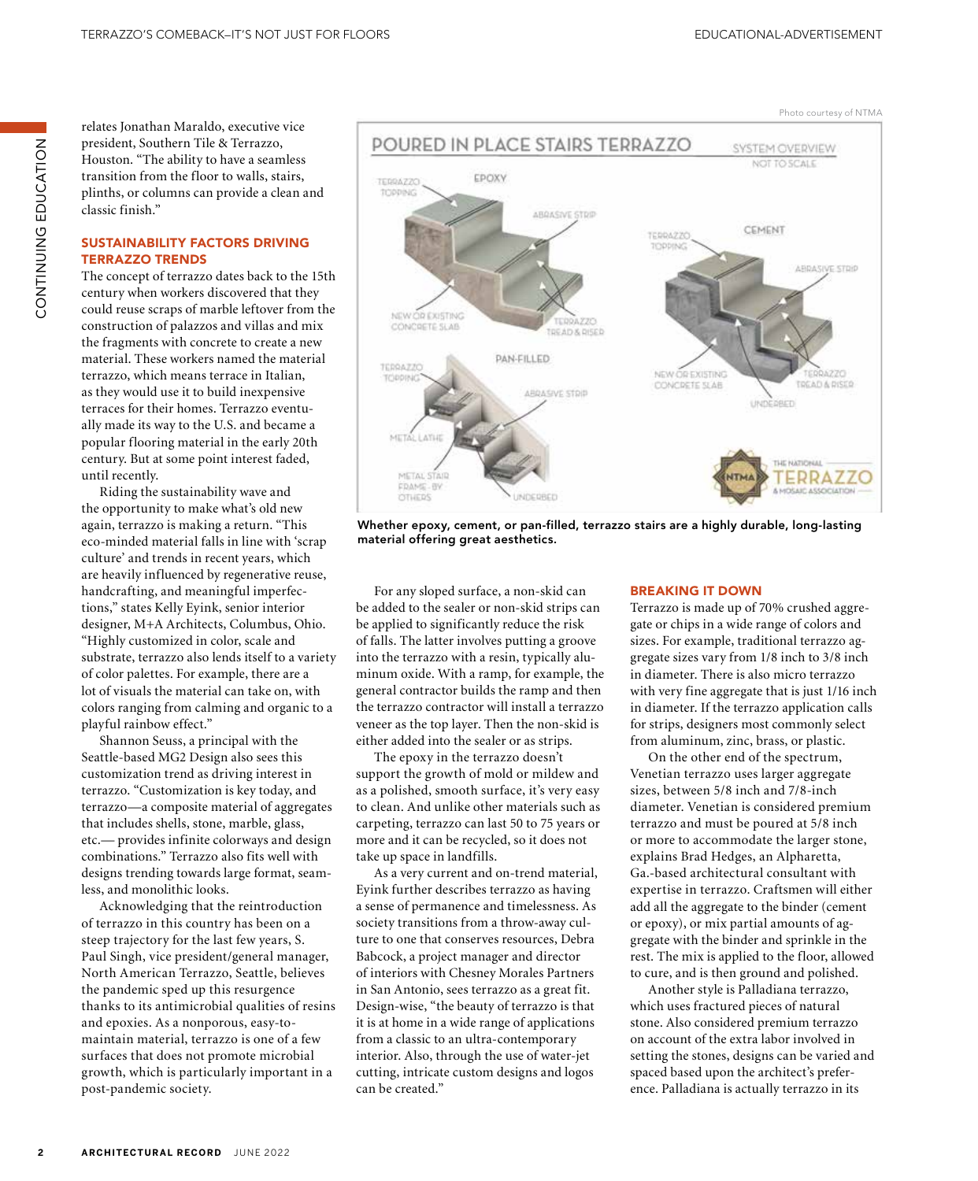relates Jonathan Maraldo, executive vice president, Southern Tile & Terrazzo, Houston. "The ability to have a seamless transition from the floor to walls, stairs, plinths, or columns can provide a clean and classic finish."

## SUSTAINABILITY FACTORS DRIVING TERRAZZO TRENDS

The concept of terrazzo dates back to the 15th century when workers discovered that they could reuse scraps of marble leftover from the construction of palazzos and villas and mix the fragments with concrete to create a new material. These workers named the material terrazzo, which means terrace in Italian, as they would use it to build inexpensive terraces for their homes. Terrazzo eventually made its way to the U.S. and became a popular flooring material in the early 20th century. But at some point interest faded, until recently.

Riding the sustainability wave and the opportunity to make what's old new again, terrazzo is making a return. "This eco-minded material falls in line with 'scrap culture' and trends in recent years, which are heavily influenced by regenerative reuse, handcrafting, and meaningful imperfections," states Kelly Eyink, senior interior designer, M+A Architects, Columbus, Ohio. "Highly customized in color, scale and substrate, terrazzo also lends itself to a variety of color palettes. For example, there are a lot of visuals the material can take on, with colors ranging from calming and organic to a playful rainbow effect."

Shannon Seuss, a principal with the Seattle-based MG2 Design also sees this customization trend as driving interest in terrazzo. "Customization is key today, and terrazzo—a composite material of aggregates that includes shells, stone, marble, glass, etc.— provides infinite colorways and design combinations." Terrazzo also fits well with designs trending towards large format, seamless, and monolithic looks.

Acknowledging that the reintroduction of terrazzo in this country has been on a steep trajectory for the last few years, S. Paul Singh, vice president/general manager, North American Terrazzo, Seattle, believes the pandemic sped up this resurgence thanks to its antimicrobial qualities of resins and epoxies. As a nonporous, easy-to-maintain material, terrazzo is one of a few surfaces that does not promote microbial growth, which is particularly important in a post-pandemic society.

Photo courtesy of NTMA

**Whether epoxy, cement, or pan-filled, terrazzo stairs are a highly durable, long-lasting material offering great aesthetics.**

For any sloped surface, a non-skid can be added to the sealer or non-skid strips can be applied to significantly reduce the risk of falls. The latter involves putting a groove into the terrazzo with a resin, typically aluminum oxide. With a ramp, for example, the general contractor builds the ramp and then the terrazzo contractor will install a terrazzo veneer as the top layer. Then the non-skid is either added into the sealer or as strips.

The epoxy in the terrazzo doesn't support the growth of mold or mildew and as a polished, smooth surface, it's very easy to clean. And unlike other materials such as carpeting, terrazzo can last 50 to 75 years or more and it can be recycled, so it does not take up space in landfills.

As a very current and on-trend material, Eyink further describes terrazzo as having a sense of permanence and timelessness. As society transitions from a throw-away culture to one that conserves resources, Debra Babcock, a project manager and director of interiors with Chesney Morales Partners in San Antonio, sees terrazzo as a great fit. Design-wise, "the beauty of terrazzo is that it is at home in a wide range of applications from a classic to an ultra-contemporary interior. Also, through the use of water-jet cutting, intricate custom designs and logos can be created."

## BREAKING IT DOWN

Terrazzo is made up of 70% crushed aggregate or chips in a wide range of colors and sizes. For example, traditional terrazzo aggregate sizes vary from 1/8 inch to 3/8 inch in diameter. There is also micro terrazzo with very fine aggregate that is just 1/16 inch in diameter. If the terrazzo application calls for strips, designers most commonly select from aluminum, zinc, brass, or plastic.

On the other end of the spectrum, Venetian terrazzo uses larger aggregate sizes, between 5/8 inch and 7/8-inch diameter. Venetian is considered premium terrazzo and must be poured at 5/8 inch or more to accommodate the larger stone, explains Brad Hedges, an Alpharetta, Ga.-based architectural consultant with expertise in terrazzo. Craftsmen will either add all the aggregate to the binder (cement or epoxy), or mix partial amounts of aggregate with the binder and sprinkle in the rest. The mix is applied to the floor, allowed to cure, and is then ground and polished.

Another style is Palladiana terrazzo, which uses fractured pieces of natural stone. Also considered premium terrazzo on account of the extra labor involved in setting the stones, designs can be varied and spaced based upon the architect's preference. Palladiana is actually terrazzo in its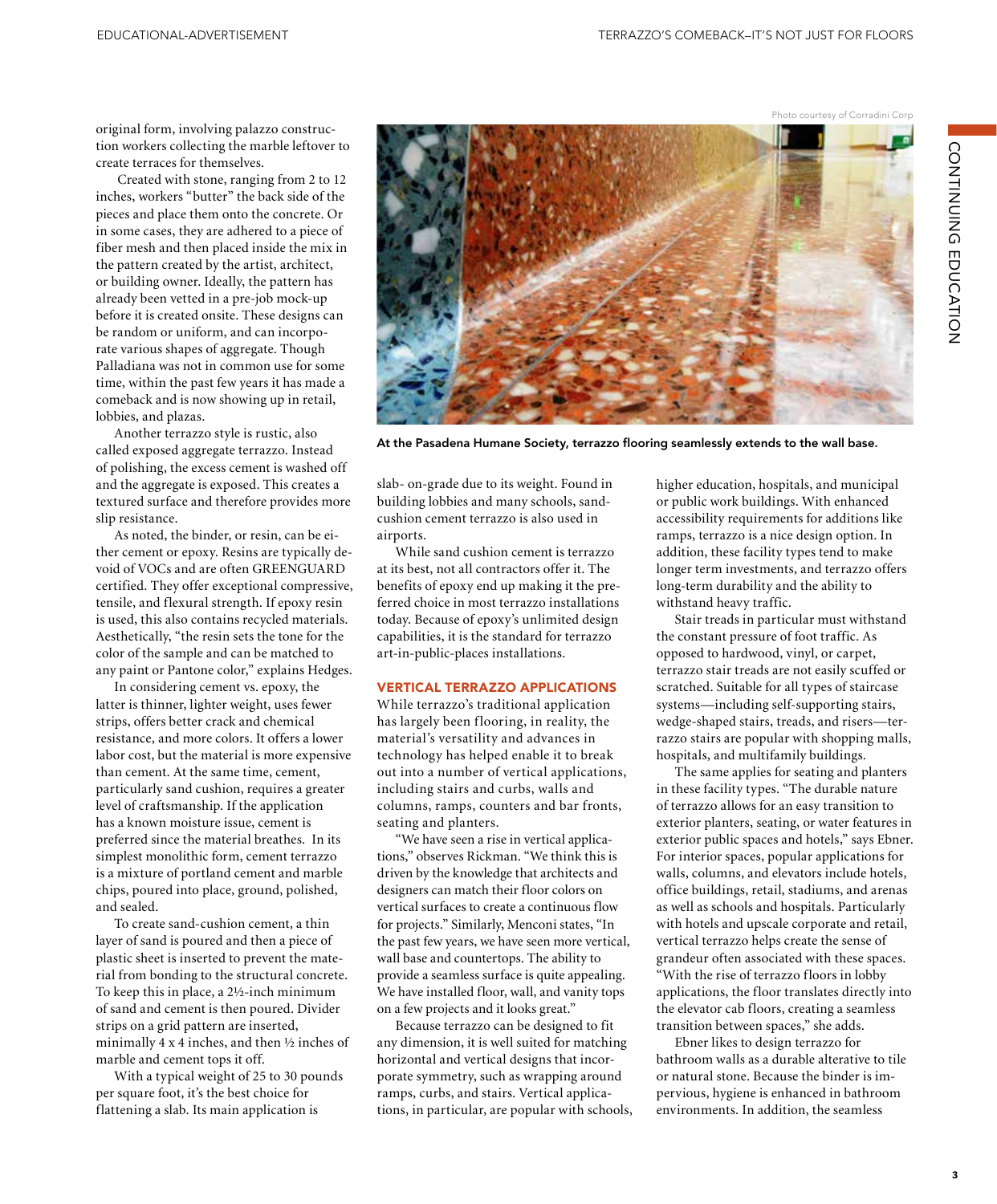original form, involving palazzo construction workers collecting the marble leftover to create terraces for themselves.

Created with stone, ranging from 2 to 12 inches, workers "butter" the back side of the pieces and place them onto the concrete. Or in some cases, they are adhered to a piece of fiber mesh and then placed inside the mix in the pattern created by the artist, architect, or building owner. Ideally, the pattern has already been vetted in a pre-job mock-up before it is created onsite. These designs can be random or uniform, and can incorporate various shapes of aggregate. Though Palladiana was not in common use for some time, within the past few years it has made a comeback and is now showing up in retail, lobbies, and plazas.

Another terrazzo style is rustic, also called exposed aggregate terrazzo. Instead of polishing, the excess cement is washed off and the aggregate is exposed. This creates a textured surface and therefore provides more slip resistance.

As noted, the binder, or resin, can be either cement or epoxy. Resins are typically devoid of VOCs and are often GREENGUARD certified. They offer exceptional compressive, tensile, and flexural strength. If epoxy resin is used, this also contains recycled materials. Aesthetically, "the resin sets the tone for the color of the sample and can be matched to any paint or Pantone color," explains Hedges.

In considering cement vs. epoxy, the latter is thinner, lighter weight, uses fewer strips, offers better crack and chemical resistance, and more colors. It offers a lower labor cost, but the material is more expensive than cement. At the same time, cement, particularly sand cushion, requires a greater level of craftsmanship. If the application has a known moisture issue, cement is preferred since the material breathes. In its simplest monolithic form, cement terrazzo is a mixture of portland cement and marble chips, poured into place, ground, polished, and sealed.

To create sand-cushion cement, a thin layer of sand is poured and then a piece of plastic sheet is inserted to prevent the material from bonding to the structural concrete. To keep this in place, a 2½-inch minimum of sand and cement is then poured. Divider strips on a grid pattern are inserted, minimally 4 x 4 inches, and then ½ inches of marble and cement tops it off.

With a typical weight of 25 to 30 pounds per square foot, it's the best choice for flattening a slab. Its main application is slab- on-grade due to its weight. Found in building lobbies and many schools, sand-cushion cement terrazzo is also used in airports.

While sand cushion cement is terrazzo at its best, not all contractors offer it. The benefits of epoxy end up making it the preferred choice in most terrazzo installations today. Because of epoxy's unlimited design capabilities, it is the standard for terrazzo art-in-public-places installations.

Photo courtesy of Corradini Corp

**At the Pasadena Humane Society, terrazzo flooring seamlessly extends to the wall base.**

## VERTICAL TERRAZZO APPLICATIONS

While terrazzo's traditional application has largely been flooring, in reality, the material's versatility and advances in technology has helped enable it to break out into a number of vertical applications, including stairs and curbs, walls and columns, ramps, counters and bar fronts, seating and planters.

"We have seen a rise in vertical applications," observes Rickman. "We think this is driven by the knowledge that architects and designers can match their floor colors on vertical surfaces to create a continuous flow for projects." Similarly, Menconi states, "In the past few years, we have seen more vertical, wall base and countertops. The ability to provide a seamless surface is quite appealing. We have installed floor, wall, and vanity tops on a few projects and it looks great."

Because terrazzo can be designed to fit any dimension, it is well suited for matching horizontal and vertical designs that incorporate symmetry, such as wrapping around ramps, curbs, and stairs. Vertical applications, in particular, are popular with schools, higher education, hospitals, and municipal or public work buildings. With enhanced accessibility requirements for additions like ramps, terrazzo is a nice design option. In addition, these facility types tend to make longer term investments, and terrazzo offers long-term durability and the ability to withstand heavy traffic.

Stair treads in particular must withstand the constant pressure of foot traffic. As opposed to hardwood, vinyl, or carpet, terrazzo stair treads are not easily scuffed or scratched. Suitable for all types of staircase systems—including self-supporting stairs, wedge-shaped stairs, treads, and risers—terrazzo stairs are popular with shopping malls, hospitals, and multifamily buildings.

The same applies for seating and planters in these facility types. "The durable nature of terrazzo allows for an easy transition to exterior planters, seating, or water features in exterior public spaces and hotels," says Ebner. For interior spaces, popular applications for walls, columns, and elevators include hotels, office buildings, retail, stadiums, and arenas as well as schools and hospitals. Particularly with hotels and upscale corporate and retail, vertical terrazzo helps create the sense of grandeur often associated with these spaces. "With the rise of terrazzo floors in lobby applications, the floor translates directly into the elevator cab floors, creating a seamless transition between spaces," she adds.

Ebner likes to design terrazzo for bathroom walls as a durable alterative to tile or natural stone. Because the binder is impervious, hygiene is enhanced in bathroom environments. In addition, the seamless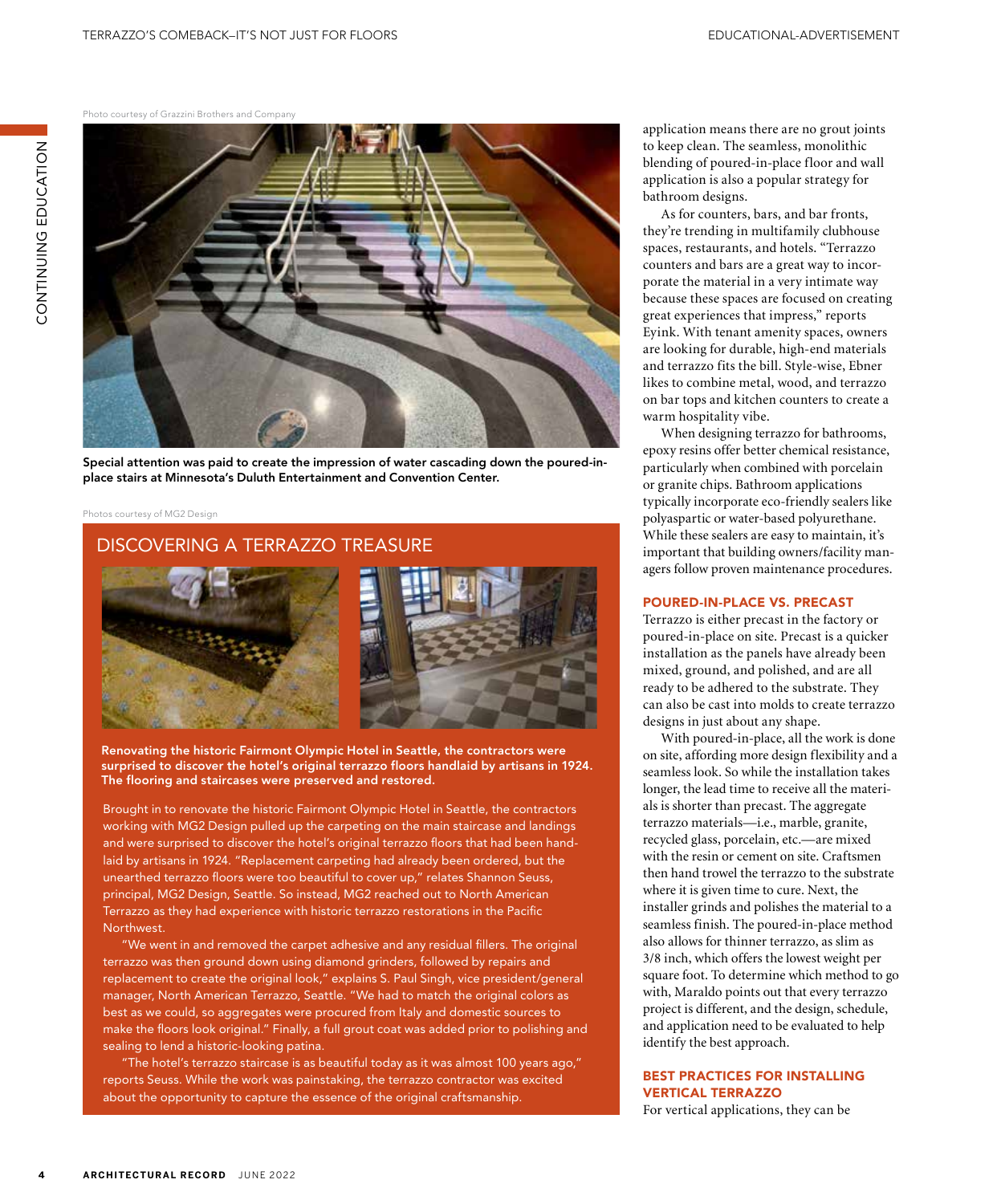Photo courtesy of Grazzini Brothers and Company

**Special attention was paid to create the impression of water cascading down the poured-in-place stairs at Minnesota's Duluth Entertainment and Convention Center.**

Photos courtesy of MG2 Design

## DISCOVERING A TERRAZZO TREASURE

**Renovating the historic Fairmont Olympic Hotel in Seattle, the contractors were surprised to discover the hotel's original terrazzo floors handlaid by artisans in 1924. The flooring and staircases were preserved and restored.**

Brought in to renovate the historic Fairmont Olympic Hotel in Seattle, the contractors working with MG2 Design pulled up the carpeting on the main staircase and landings and were surprised to discover the hotel's original terrazzo floors that had been hand-laid by artisans in 1924. "Replacement carpeting had already been ordered, but the unearthed terrazzo floors were too beautiful to cover up," relates Shannon Seuss, principal, MG2 Design, Seattle. So instead, MG2 reached out to North American Terrazzo as they had experience with historic terrazzo restorations in the Pacific Northwest.

"We went in and removed the carpet adhesive and any residual fillers. The original terrazzo was then ground down using diamond grinders, followed by repairs and replacement to create the original look," explains S. Paul Singh, vice president/general manager, North American Terrazzo, Seattle. "We had to match the original colors as best as we could, so aggregates were procured from Italy and domestic sources to make the floors look original." Finally, a full grout coat was added prior to polishing and sealing to lend a historic-looking patina.

"The hotel's terrazzo staircase is as beautiful today as it was almost 100 years ago," reports Seuss. While the work was painstaking, the terrazzo contractor was excited about the opportunity to capture the essence of the original craftsmanship.

application means there are no grout joints to keep clean. The seamless, monolithic blending of poured-in-place floor and wall application is also a popular strategy for bathroom designs.

As for counters, bars, and bar fronts, they're trending in multifamily clubhouse spaces, restaurants, and hotels. "Terrazzo counters and bars are a great way to incorporate the material in a very intimate way because these spaces are focused on creating great experiences that impress," reports Eyink. With tenant amenity spaces, owners are looking for durable, high-end materials and terrazzo fits the bill. Style-wise, Ebner likes to combine metal, wood, and terrazzo on bar tops and kitchen counters to create a warm hospitality vibe.

When designing terrazzo for bathrooms, epoxy resins offer better chemical resistance, particularly when combined with porcelain or granite chips. Bathroom applications typically incorporate eco-friendly sealers like polyaspartic or water-based polyurethane. While these sealers are easy to maintain, it's important that building owners/facility managers follow proven maintenance procedures.

### POURED-IN-PLACE VS. PRECAST

Terrazzo is either precast in the factory or poured-in-place on site. Precast is a quicker installation as the panels have already been mixed, ground, and polished, and are all ready to be adhered to the substrate. They can also be cast into molds to create terrazzo designs in just about any shape.

With poured-in-place, all the work is done on site, affording more design flexibility and a seamless look. So while the installation takes longer, the lead time to receive all the materials is shorter than precast. The aggregate terrazzo materials—i.e., marble, granite, recycled glass, porcelain, etc.—are mixed with the resin or cement on site. Craftsmen then hand trowel the terrazzo to the substrate where it is given time to cure. Next, the installer grinds and polishes the material to a seamless finish. The poured-in-place method also allows for thinner terrazzo, as slim as 3/8 inch, which offers the lowest weight per square foot. To determine which method to go with, Maraldo points out that every terrazzo project is different, and the design, schedule, and application need to be evaluated to help identify the best approach.

### BEST PRACTICES FOR INSTALLING VERTICAL TERRAZZO

For vertical applications, they can be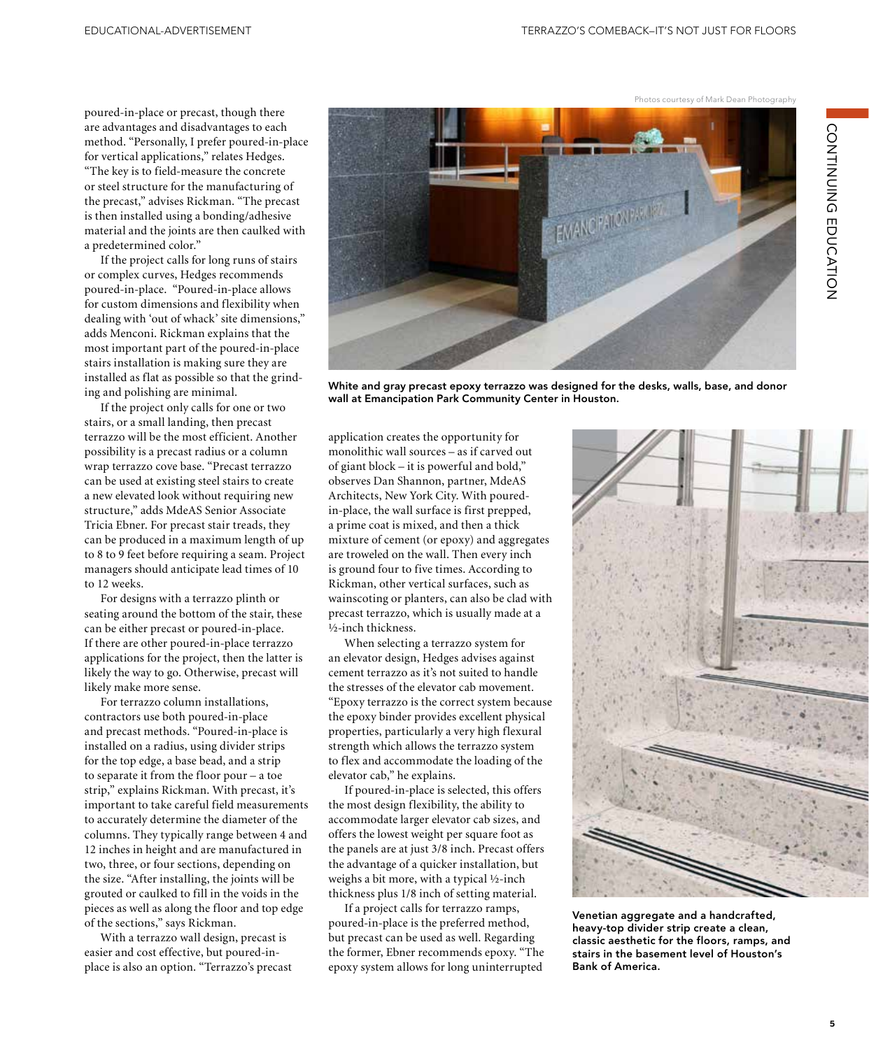poured-in-place or precast, though there are advantages and disadvantages to each method. "Personally, I prefer poured-in-place for vertical applications," relates Hedges. "The key is to field-measure the concrete or steel structure for the manufacturing of the precast," advises Rickman. "The precast is then installed using a bonding/adhesive material and the joints are then caulked with a predetermined color."

If the project calls for long runs of stairs or complex curves, Hedges recommends poured-in-place. "Poured-in-place allows for custom dimensions and flexibility when dealing with 'out of whack' site dimensions," adds Menconi. Rickman explains that the most important part of the poured-in-place stairs installation is making sure they are installed as flat as possible so that the grinding and polishing are minimal.

If the project only calls for one or two stairs, or a small landing, then precast terrazzo will be the most efficient. Another possibility is a precast radius or a column wrap terrazzo cove base. "Precast terrazzo can be used at existing steel stairs to create a new elevated look without requiring new structure," adds MdeAS Senior Associate Tricia Ebner. For precast stair treads, they can be produced in a maximum length of up to 8 to 9 feet before requiring a seam. Project managers should anticipate lead times of 10 to 12 weeks.

For designs with a terrazzo plinth or seating around the bottom of the stair, these can be either precast or poured-in-place. If there are other poured-in-place terrazzo applications for the project, then the latter is likely the way to go. Otherwise, precast will likely make more sense.

For terrazzo column installations, contractors use both poured-in-place and precast methods. "Poured-in-place is installed on a radius, using divider strips for the top edge, a base bead, and a strip to separate it from the floor pour – a toe strip," explains Rickman. With precast, it's important to take careful field measurements to accurately determine the diameter of the columns. They typically range between 4 and 12 inches in height and are manufactured in two, three, or four sections, depending on the size. "After installing, the joints will be grouted or caulked to fill in the voids in the pieces as well as along the floor and top edge of the sections," says Rickman.

With a terrazzo wall design, precast is easier and cost effective, but poured-in-place is also an option. "Terrazzo's precast application creates the opportunity for monolithic wall sources – as if carved out of giant block – it is powerful and bold," observes Dan Shannon, partner, MdeAS Architects, New York City. With poured-in-place, the wall surface is first prepped, a prime coat is mixed, and then a thick mixture of cement (or epoxy) and aggregates are troweled on the wall. Then every inch is ground four to five times. According to Rickman, other vertical surfaces, such as wainscoting or planters, can also be clad with precast terrazzo, which is usually made at a ½-inch thickness.

When selecting a terrazzo system for an elevator design, Hedges advises against cement terrazzo as it's not suited to handle the stresses of the elevator cab movement. "Epoxy terrazzo is the correct system because the epoxy binder provides excellent physical properties, particularly a very high flexural strength which allows the terrazzo system to flex and accommodate the loading of the elevator cab," he explains.

If poured-in-place is selected, this offers the most design flexibility, the ability to accommodate larger elevator cab sizes, and offers the lowest weight per square foot as the panels are at just 3/8 inch. Precast offers the advantage of a quicker installation, but weighs a bit more, with a typical ½-inch thickness plus 1/8 inch of setting material.

If a project calls for terrazzo ramps, poured-in-place is the preferred method, but precast can be used as well. Regarding the former, Ebner recommends epoxy. "The epoxy system allows for long uninterrupted

Photos courtesy of Mark Dean Photography

**White and gray precast epoxy terrazzo was designed for the desks, walls, base, and donor wall at Emancipation Park Community Center in Houston.**

**Venetian aggregate and a handcrafted, heavy-top divider strip create a clean, classic aesthetic for the floors, ramps, and stairs in the basement level of Houston's Bank of America.**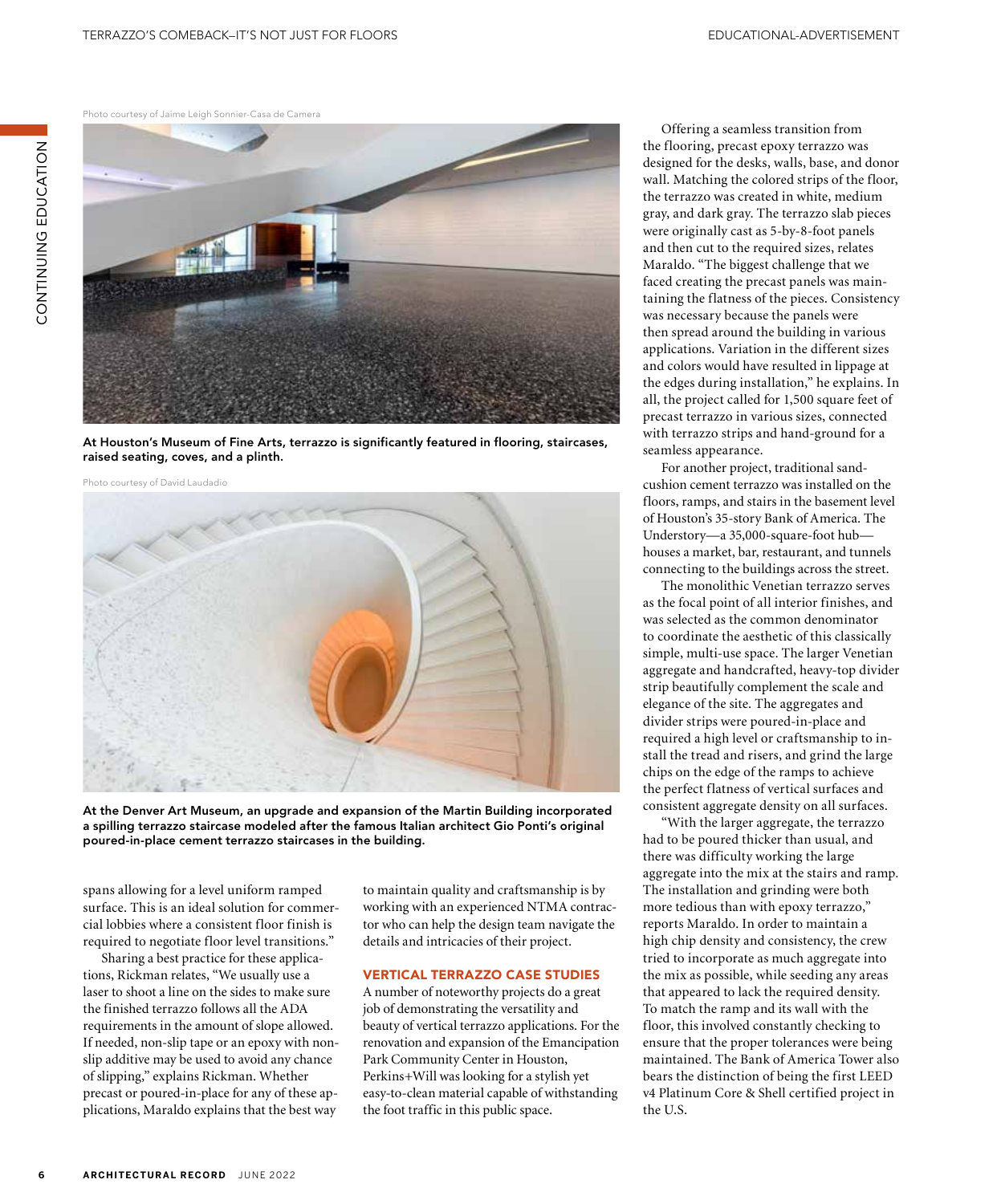Photo courtesy of Jaime Leigh Sonnier-Casa de Camera

**At Houston's Museum of Fine Arts, terrazzo is significantly featured in flooring, staircases, raised seating, coves, and a plinth.**

Photo courtesy of David Laudadio

**At the Denver Art Museum, an upgrade and expansion of the Martin Building incorporated a spilling terrazzo staircase modeled after the famous Italian architect Gio Ponti's original poured-in-place cement terrazzo staircases in the building.**

spans allowing for a level uniform ramped surface. This is an ideal solution for commercial lobbies where a consistent floor finish is required to negotiate floor level transitions."

Sharing a best practice for these applications, Rickman relates, "We usually use a laser to shoot a line on the sides to make sure the finished terrazzo follows all the ADA requirements in the amount of slope allowed. If needed, non-slip tape or an epoxy with non-slip additive may be used to avoid any chance of slipping," explains Rickman. Whether precast or poured-in-place for any of these applications, Maraldo explains that the best way to maintain quality and craftsmanship is by working with an experienced NTMA contractor who can help the design team navigate the details and intricacies of their project.

## VERTICAL TERRAZZO CASE STUDIES

A number of noteworthy projects do a great job of demonstrating the versatility and beauty of vertical terrazzo applications. For the renovation and expansion of the Emancipation Park Community Center in Houston, Perkins+Will was looking for a stylish yet easy-to-clean material capable of withstanding the foot traffic in this public space.

Offering a seamless transition from the flooring, precast epoxy terrazzo was designed for the desks, walls, base, and donor wall. Matching the colored strips of the floor, the terrazzo was created in white, medium gray, and dark gray. The terrazzo slab pieces were originally cast as 5-by-8-foot panels and then cut to the required sizes, relates Maraldo. "The biggest challenge that we faced creating the precast panels was maintaining the flatness of the pieces. Consistency was necessary because the panels were then spread around the building in various applications. Variation in the different sizes and colors would have resulted in lippage at the edges during installation," he explains. In all, the project called for 1,500 square feet of precast terrazzo in various sizes, connected with terrazzo strips and hand-ground for a seamless appearance.

For another project, traditional sand-cushion cement terrazzo was installed on the floors, ramps, and stairs in the basement level of Houston's 35-story Bank of America. The Understory—a 35,000-square-foot hub—houses a market, bar, restaurant, and tunnels connecting to the buildings across the street.

The monolithic Venetian terrazzo serves as the focal point of all interior finishes, and was selected as the common denominator to coordinate the aesthetic of this classically simple, multi-use space. The larger Venetian aggregate and handcrafted, heavy-top divider strip beautifully complement the scale and elegance of the site. The aggregates and divider strips were poured-in-place and required a high level or craftsmanship to install the tread and risers, and grind the large chips on the edge of the ramps to achieve the perfect flatness of vertical surfaces and consistent aggregate density on all surfaces.

"With the larger aggregate, the terrazzo had to be poured thicker than usual, and there was difficulty working the large aggregate into the mix at the stairs and ramp. The installation and grinding were both more tedious than with epoxy terrazzo," reports Maraldo. In order to maintain a high chip density and consistency, the crew tried to incorporate as much aggregate into the mix as possible, while seeding any areas that appeared to lack the required density. To match the ramp and its wall with the floor, this involved constantly checking to ensure that the proper tolerances were being maintained. The Bank of America Tower also bears the distinction of being the first LEED v4 Platinum Core & Shell certified project in the U.S.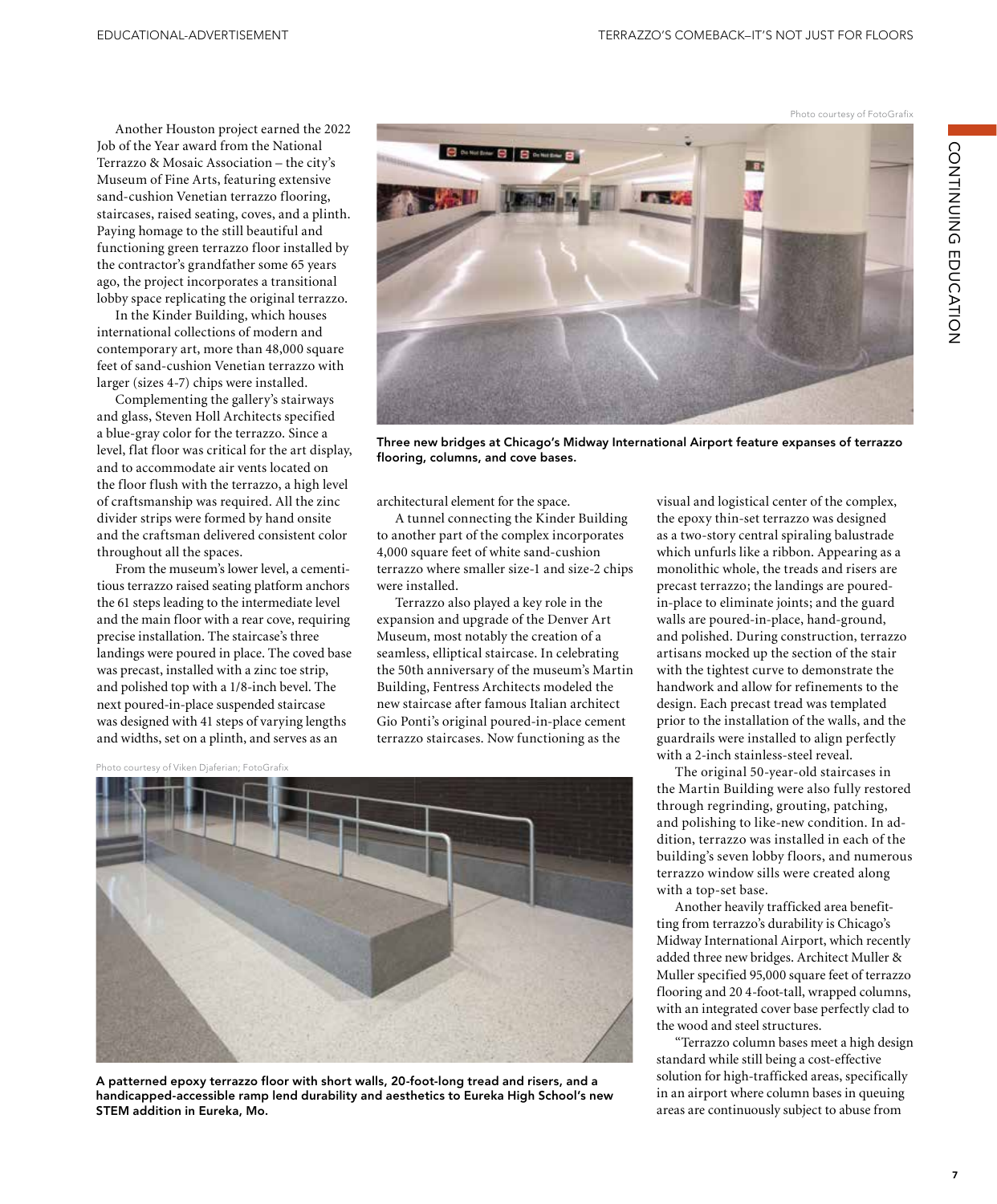Another Houston project earned the 2022 Job of the Year award from the National Terrazzo & Mosaic Association – the city's Museum of Fine Arts, featuring extensive sand-cushion Venetian terrazzo flooring, staircases, raised seating, coves, and a plinth. Paying homage to the still beautiful and functioning green terrazzo floor installed by the contractor's grandfather some 65 years ago, the project incorporates a transitional lobby space replicating the original terrazzo.

In the Kinder Building, which houses international collections of modern and contemporary art, more than 48,000 square feet of sand-cushion Venetian terrazzo with larger (sizes 4-7) chips were installed.

Complementing the gallery's stairways and glass, Steven Holl Architects specified a blue-gray color for the terrazzo. Since a level, flat floor was critical for the art display, and to accommodate air vents located on the floor flush with the terrazzo, a high level of craftsmanship was required. All the zinc divider strips were formed by hand onsite and the craftsman delivered consistent color throughout all the spaces.

From the museum's lower level, a cementitious terrazzo raised seating platform anchors the 61 steps leading to the intermediate level and the main floor with a rear cove, requiring precise installation. The staircase's three landings were poured in place. The coved base was precast, installed with a zinc toe strip, and polished top with a 1/8-inch bevel. The next poured-in-place suspended staircase was designed with 41 steps of varying lengths and widths, set on a plinth, and serves as an architectural element for the space.

A tunnel connecting the Kinder Building to another part of the complex incorporates 4,000 square feet of white sand-cushion terrazzo where smaller size-1 and size-2 chips were installed.

Terrazzo also played a key role in the expansion and upgrade of the Denver Art Museum, most notably the creation of a seamless, elliptical staircase. In celebrating the 50th anniversary of the museum's Martin Building, Fentress Architects modeled the new staircase after famous Italian architect Gio Ponti's original poured-in-place cement terrazzo staircases. Now functioning as the visual and logistical center of the complex, the epoxy thin-set terrazzo was designed as a two-story central spiraling balustrade which unfurls like a ribbon. Appearing as a monolithic whole, the treads and risers are precast terrazzo; the landings are poured-in-place to eliminate joints; and the guard walls are poured-in-place, hand-ground, and polished. During construction, terrazzo artisans mocked up the section of the stair with the tightest curve to demonstrate the handwork and allow for refinements to the design. Each precast tread was templated prior to the installation of the walls, and the guardrails were installed to align perfectly with a 2-inch stainless-steel reveal.

The original 50-year-old staircases in the Martin Building were also fully restored through regrinding, grouting, patching, and polishing to like-new condition. In addition, terrazzo was installed in each of the building's seven lobby floors, and numerous terrazzo window sills were created along with a top-set base.

Another heavily trafficked area benefitting from terrazzo's durability is Chicago's Midway International Airport, which recently added three new bridges. Architect Muller & Muller specified 95,000 square feet of terrazzo flooring and 20 4-foot-tall, wrapped columns, with an integrated cover base perfectly clad to the wood and steel structures.

"Terrazzo column bases meet a high design standard while still being a cost-effective solution for high-trafficked areas, specifically in an airport where column bases in queuing areas are continuously subject to abuse from

Photo courtesy of FotoGrafix

**Three new bridges at Chicago's Midway International Airport feature expanses of terrazzo flooring, columns, and cove bases.**

Photo courtesy of Viken Djaferian; FotoGrafix

**A patterned epoxy terrazzo floor with short walls, 20-foot-long tread and risers, and a handicapped-accessible ramp lend durability and aesthetics to Eureka High School's new STEM addition in Eureka, Mo.**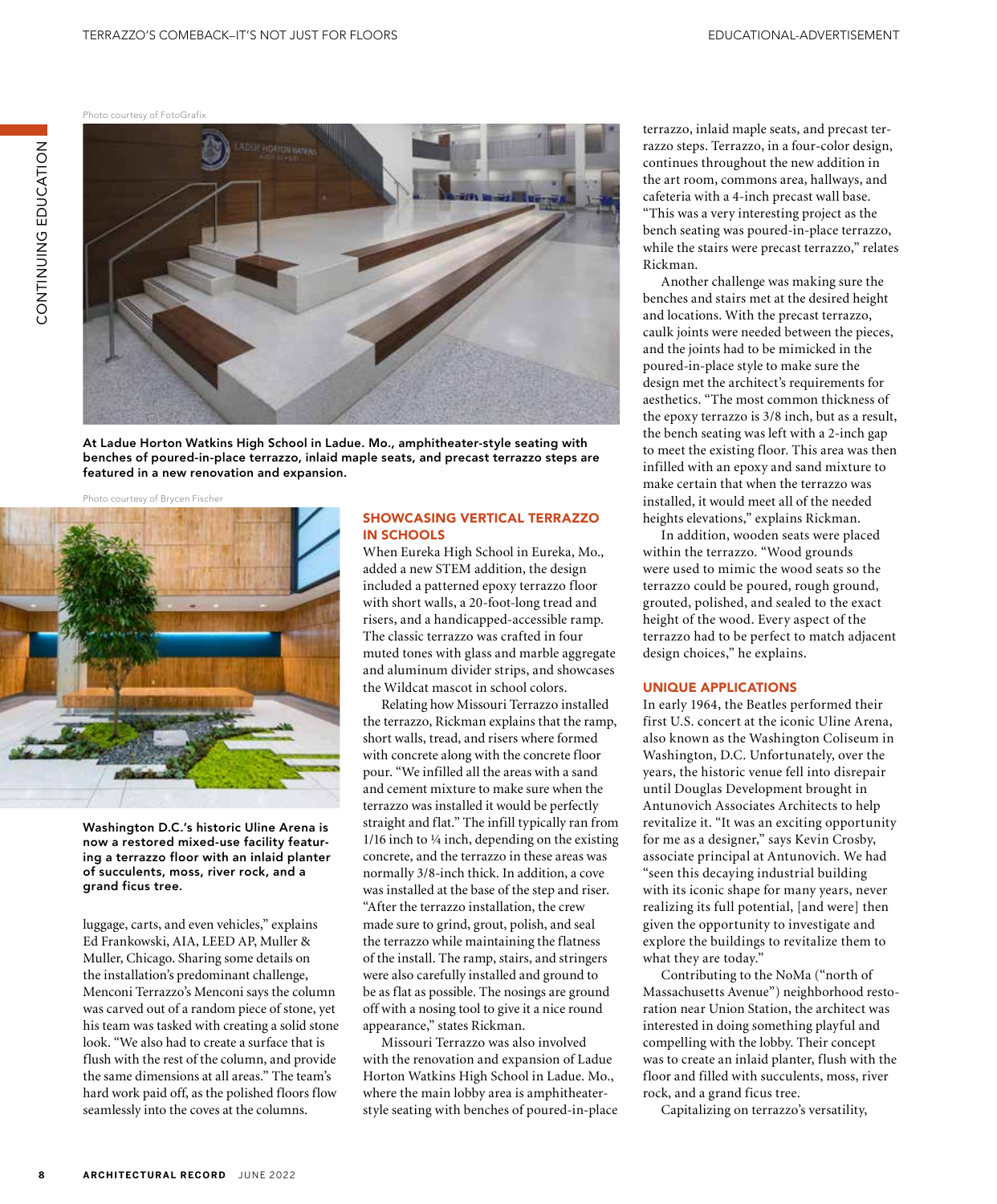Photo courtesy of FotoGrafix

At Ladue Horton Watkins High School in Ladue. Mo., amphitheater-style seating with benches of poured-in-place terrazzo, inlaid maple seats, and precast terrazzo steps are featured in a new renovation and expansion.

Photo courtesy of Brycen Fischer

Washington D.C.'s historic Uline Arena is now a restored mixed-use facility featuring a terrazzo floor with an inlaid planter of succulents, moss, river rock, and a grand ficus tree.

luggage, carts, and even vehicles," explains Ed Frankowski, AIA, LEED AP, Muller & Muller, Chicago. Sharing some details on the installation's predominant challenge, Menconi Terrazzo's Menconi says the column was carved out of a random piece of stone, yet his team was tasked with creating a solid stone look. "We also had to create a surface that is flush with the rest of the column, and provide the same dimensions at all areas." The team's hard work paid off, as the polished floors flow seamlessly into the coves at the columns.

## SHOWCASING VERTICAL TERRAZZO IN SCHOOLS

When Eureka High School in Eureka, Mo., added a new STEM addition, the design included a patterned epoxy terrazzo floor with short walls, a 20-foot-long tread and risers, and a handicapped-accessible ramp. The classic terrazzo was crafted in four muted tones with glass and marble aggregate and aluminum divider strips, and showcases the Wildcat mascot in school colors.

Relating how Missouri Terrazzo installed the terrazzo, Rickman explains that the ramp, short walls, tread, and risers where formed with concrete along with the concrete floor pour. "We infilled all the areas with a sand and cement mixture to make sure when the terrazzo was installed it would be perfectly straight and flat." The infill typically ran from 1/16 inch to ¼ inch, depending on the existing concrete, and the terrazzo in these areas was normally 3/8-inch thick. In addition, a cove was installed at the base of the step and riser. "After the terrazzo installation, the crew made sure to grind, grout, polish, and seal the terrazzo while maintaining the flatness of the install. The ramp, stairs, and stringers were also carefully installed and ground to be as flat as possible. The nosings are ground off with a nosing tool to give it a nice round appearance," states Rickman.

Missouri Terrazzo was also involved with the renovation and expansion of Ladue Horton Watkins High School in Ladue. Mo., where the main lobby area is amphitheater-style seating with benches of poured-in-place terrazzo, inlaid maple seats, and precast terrazzo steps. Terrazzo, in a four-color design, continues throughout the new addition in the art room, commons area, hallways, and cafeteria with a 4-inch precast wall base. "This was a very interesting project as the bench seating was poured-in-place terrazzo, while the stairs were precast terrazzo," relates Rickman.

Another challenge was making sure the benches and stairs met at the desired height and locations. With the precast terrazzo, caulk joints were needed between the pieces, and the joints had to be mimicked in the poured-in-place style to make sure the design met the architect's requirements for aesthetics. "The most common thickness of the epoxy terrazzo is 3/8 inch, but as a result, the bench seating was left with a 2-inch gap to meet the existing floor. This area was then infilled with an epoxy and sand mixture to make certain that when the terrazzo was installed, it would meet all of the needed heights elevations," explains Rickman.

In addition, wooden seats were placed within the terrazzo. "Wood grounds were used to mimic the wood seats so the terrazzo could be poured, rough ground, grouted, polished, and sealed to the exact height of the wood. Every aspect of the terrazzo had to be perfect to match adjacent design choices," he explains.

## UNIQUE APPLICATIONS

In early 1964, the Beatles performed their first U.S. concert at the iconic Uline Arena, also known as the Washington Coliseum in Washington, D.C. Unfortunately, over the years, the historic venue fell into disrepair until Douglas Development brought in Antunovich Associates Architects to help revitalize it. "It was an exciting opportunity for me as a designer," says Kevin Crosby, associate principal at Antunovich. We had "seen this decaying industrial building with its iconic shape for many years, never realizing its full potential, [and were] then given the opportunity to investigate and explore the buildings to revitalize them to what they are today."

Contributing to the NoMa ("north of Massachusetts Avenue") neighborhood restoration near Union Station, the architect was interested in doing something playful and compelling with the lobby. Their concept was to create an inlaid planter, flush with the floor and filled with succulents, moss, river rock, and a grand ficus tree.

Capitalizing on terrazzo's versatility,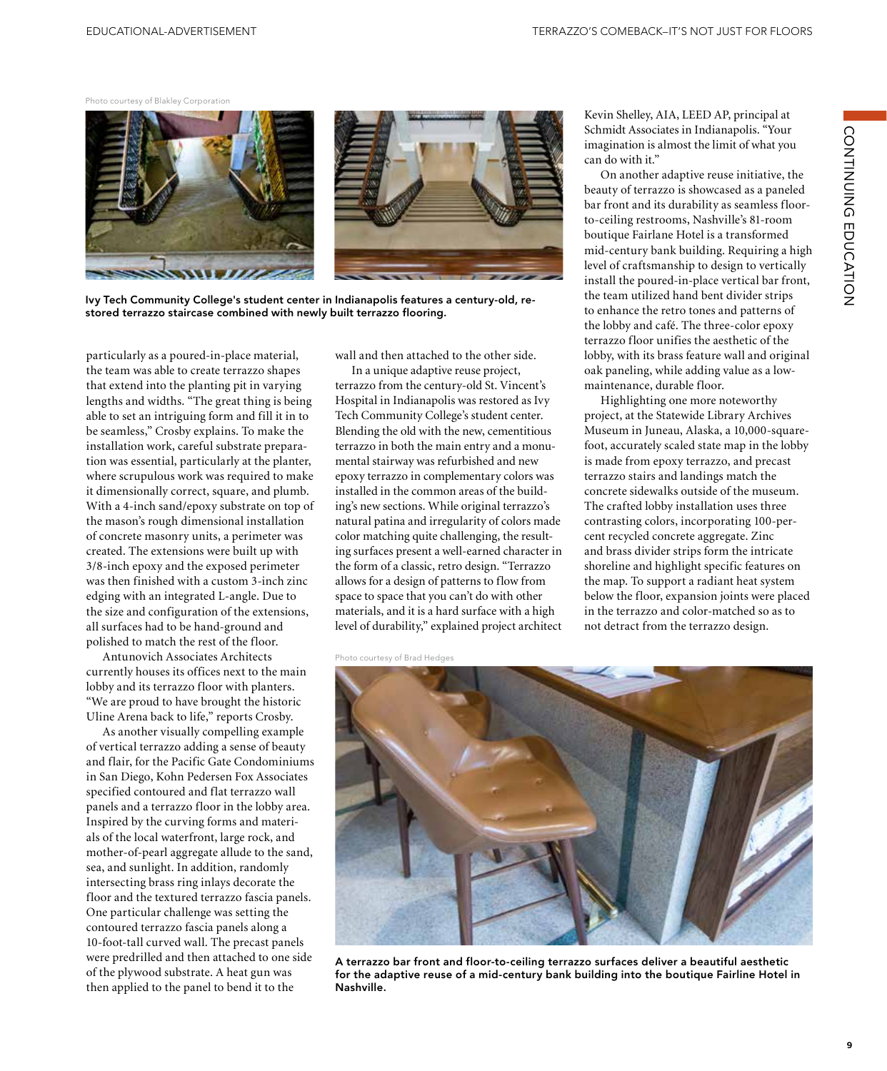Photo courtesy of Blakley Corporation

Ivy Tech Community College's student center in Indianapolis features a century-old, restored terrazzo staircase combined with newly built terrazzo flooring.

particularly as a poured-in-place material, the team was able to create terrazzo shapes that extend into the planting pit in varying lengths and widths. "The great thing is being able to set an intriguing form and fill it in to be seamless," Crosby explains. To make the installation work, careful substrate preparation was essential, particularly at the planter, where scrupulous work was required to make it dimensionally correct, square, and plumb. With a 4-inch sand/epoxy substrate on top of the mason's rough dimensional installation of concrete masonry units, a perimeter was created. The extensions were built up with 3/8-inch epoxy and the exposed perimeter was then finished with a custom 3-inch zinc edging with an integrated L-angle. Due to the size and configuration of the extensions, all surfaces had to be hand-ground and polished to match the rest of the floor.

Antunovich Associates Architects currently houses its offices next to the main lobby and its terrazzo floor with planters. "We are proud to have brought the historic Uline Arena back to life," reports Crosby.

As another visually compelling example of vertical terrazzo adding a sense of beauty and flair, for the Pacific Gate Condominiums in San Diego, Kohn Pedersen Fox Associates specified contoured and flat terrazzo wall panels and a terrazzo floor in the lobby area. Inspired by the curving forms and materials of the local waterfront, large rock, and mother-of-pearl aggregate allude to the sand, sea, and sunlight. In addition, randomly intersecting brass ring inlays decorate the floor and the textured terrazzo fascia panels. One particular challenge was setting the contoured terrazzo fascia panels along a 10-foot-tall curved wall. The precast panels were predrilled and then attached to one side of the plywood substrate. A heat gun was then applied to the panel to bend it to the wall and then attached to the other side.

In a unique adaptive reuse project, terrazzo from the century-old St. Vincent's Hospital in Indianapolis was restored as Ivy Tech Community College's student center. Blending the old with the new, cementitious terrazzo in both the main entry and a monumental stairway was refurbished and new epoxy terrazzo in complementary colors was installed in the common areas of the building's new sections. While original terrazzo's natural patina and irregularity of colors made color matching quite challenging, the resulting surfaces present a well-earned character in the form of a classic, retro design. "Terrazzo allows for a design of patterns to flow from space to space that you can't do with other materials, and it is a hard surface with a high level of durability," explained project architect Kevin Shelley, AIA, LEED AP, principal at Schmidt Associates in Indianapolis. "Your imagination is almost the limit of what you can do with it."

On another adaptive reuse initiative, the beauty of terrazzo is showcased as a paneled bar front and its durability as seamless floor-to-ceiling restrooms, Nashville's 81-room boutique Fairlane Hotel is a transformed mid-century bank building. Requiring a high level of craftsmanship to design to vertically install the poured-in-place vertical bar front, the team utilized hand bent divider strips to enhance the retro tones and patterns of the lobby and café. The three-color epoxy terrazzo floor unifies the aesthetic of the lobby, with its brass feature wall and original oak paneling, while adding value as a low-maintenance, durable floor.

Highlighting one more noteworthy project, at the Statewide Library Archives Museum in Juneau, Alaska, a 10,000-square-foot, accurately scaled state map in the lobby is made from epoxy terrazzo, and precast terrazzo stairs and landings match the concrete sidewalks outside of the museum. The crafted lobby installation uses three contrasting colors, incorporating 100-percent recycled concrete aggregate. Zinc and brass divider strips form the intricate shoreline and highlight specific features on the map. To support a radiant heat system below the floor, expansion joints were placed in the terrazzo and color-matched so as to not detract from the terrazzo design.

Photo courtesy of Brad Hedges

A terrazzo bar front and floor-to-ceiling terrazzo surfaces deliver a beautiful aesthetic for the adaptive reuse of a mid-century bank building into the boutique Fairline Hotel in Nashville.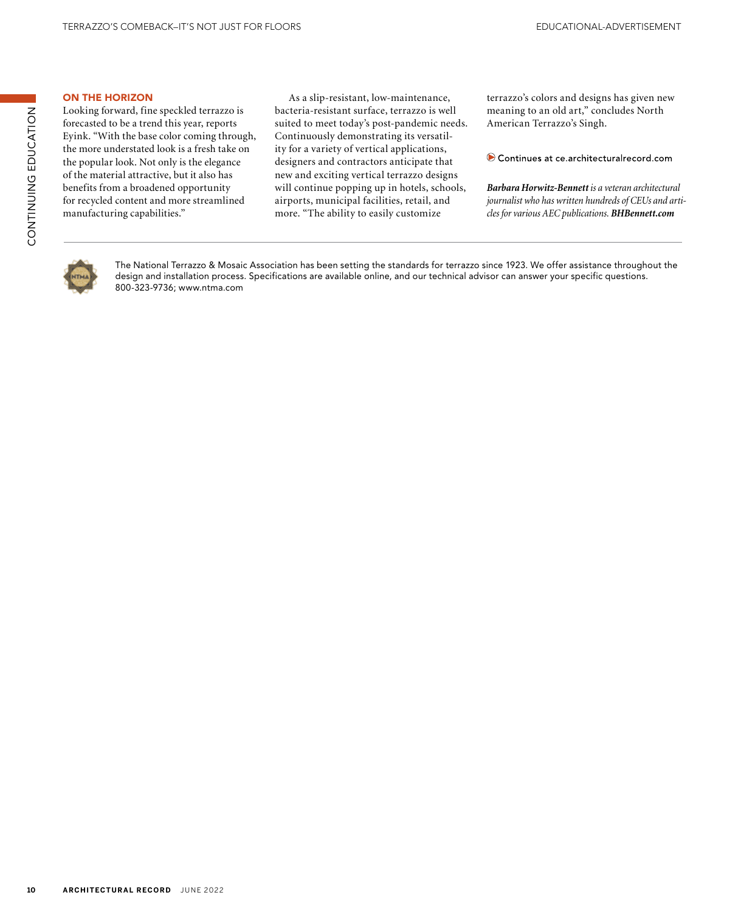## ON THE HORIZON

Looking forward, fine speckled terrazzo is forecasted to be a trend this year, reports Eyink. "With the base color coming through, the more understated look is a fresh take on the popular look. Not only is the elegance of the material attractive, but it also has benefits from a broadened opportunity for recycled content and more streamlined manufacturing capabilities."

As a slip-resistant, low-maintenance, bacteria-resistant surface, terrazzo is well suited to meet today's post-pandemic needs. Continuously demonstrating its versatility for a variety of vertical applications, designers and contractors anticipate that new and exciting vertical terrazzo designs will continue popping up in hotels, schools, airports, municipal facilities, retail, and more. "The ability to easily customize terrazzo's colors and designs has given new meaning to an old art," concludes North American Terrazzo's Singh.

Continues at ce.architecturalrecord.com

***Barbara Horwitz-Bennett*** *is a veteran architectural journalist who has written hundreds of CEUs and articles for various AEC publications.* ***BHBennett.com***

---

The National Terrazzo & Mosaic Association has been setting the standards for terrazzo since 1923. We offer assistance throughout the design and installation process. Specifications are available online, and our technical advisor can answer your specific questions. 800-323-9736; www.ntma.com